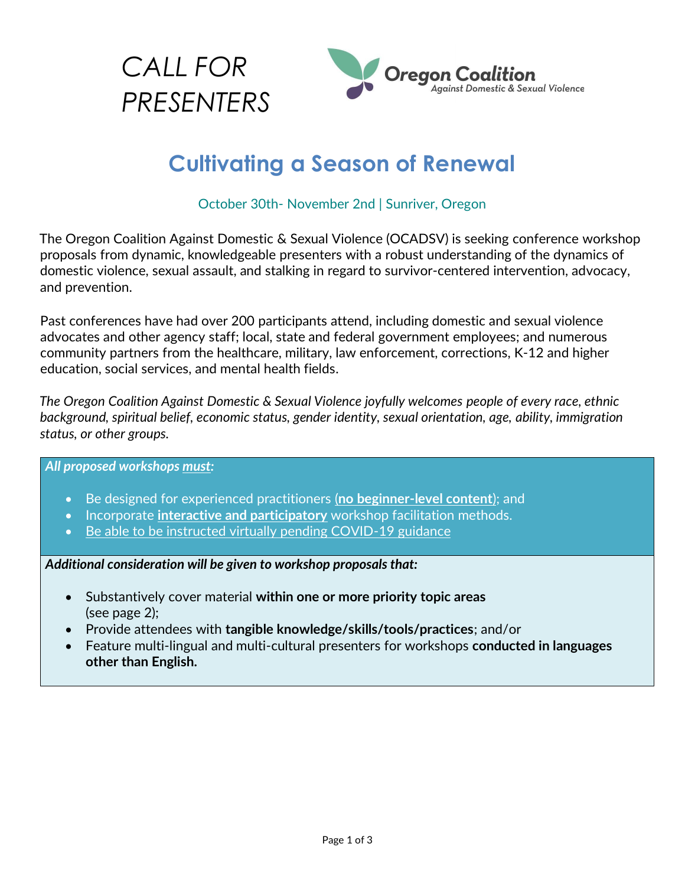# CALL FOR PRESENTERS

Oregon Coalition
*Against Domestic & Sexual Violence*

## Cultivating a Season of Renewal

October 30th- November 2nd | Sunriver, Oregon

The Oregon Coalition Against Domestic & Sexual Violence (OCADSV) is seeking conference workshop proposals from dynamic, knowledgeable presenters with a robust understanding of the dynamics of domestic violence, sexual assault, and stalking in regard to survivor-centered intervention, advocacy, and prevention.

Past conferences have had over 200 participants attend, including domestic and sexual violence advocates and other agency staff; local, state and federal government employees; and numerous community partners from the healthcare, military, law enforcement, corrections, K-12 and higher education, social services, and mental health fields.

*The Oregon Coalition Against Domestic & Sexual Violence joyfully welcomes people of every race, ethnic background, spiritual belief, economic status, gender identity, sexual orientation, age, ability, immigration status, or other groups.*

***All proposed workshops must:***

- Be designed for experienced practitioners (**no beginner-level content**); and
- Incorporate **interactive and participatory** workshop facilitation methods.
- Be able to be instructed virtually pending COVID-19 guidance

***Additional consideration will be given to workshop proposals that:***

- Substantively cover material **within one or more priority topic areas** (see page 2);
- Provide attendees with **tangible knowledge/skills/tools/practices**; and/or
- Feature multi-lingual and multi-cultural presenters for workshops **conducted in languages other than English.**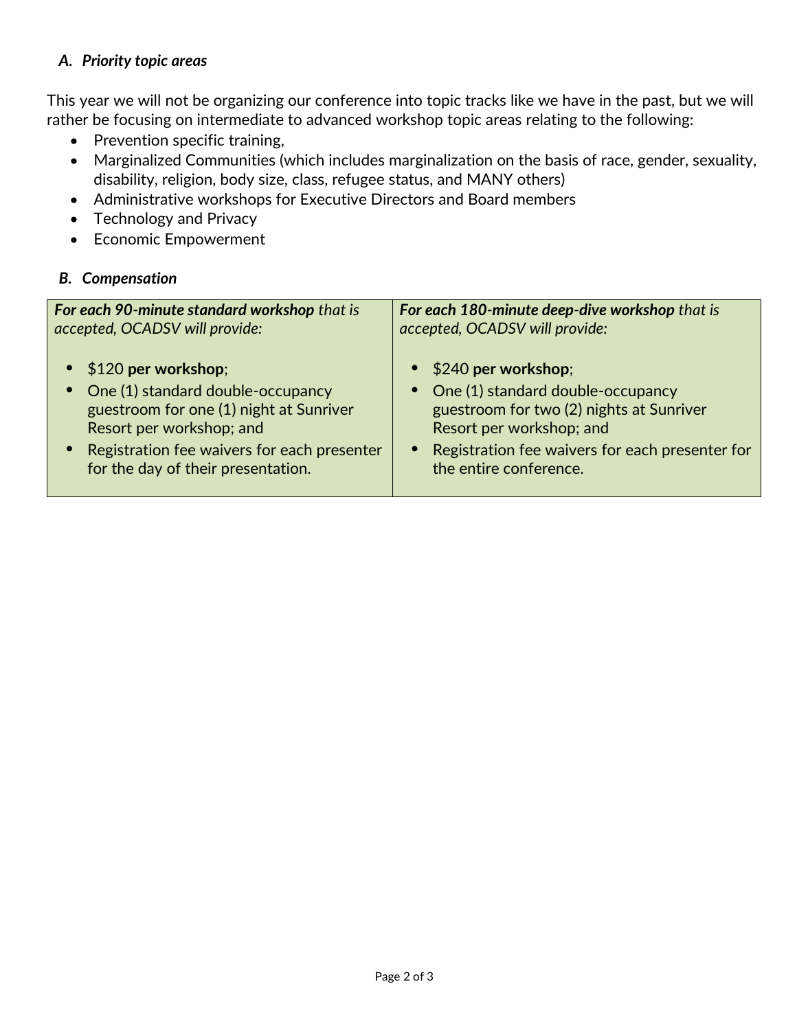### *A. Priority topic areas*

This year we will not be organizing our conference into topic tracks like we have in the past, but we will rather be focusing on intermediate to advanced workshop topic areas relating to the following:

- Prevention specific training,
- Marginalized Communities (which includes marginalization on the basis of race, gender, sexuality, disability, religion, body size, class, refugee status, and MANY others)
- Administrative workshops for Executive Directors and Board members
- Technology and Privacy
- Economic Empowerment

### *B. Compensation*

| ***For each 90-minute standard workshop*** *that is accepted, OCADSV will provide:* | ***For each 180-minute deep-dive workshop*** *that is accepted, OCADSV will provide:* |
|---|---|
| • \$120 **per workshop**;<br>• One (1) standard double-occupancy guestroom for one (1) night at Sunriver Resort per workshop; and<br>• Registration fee waivers for each presenter for the day of their presentation. | • \$240 **per workshop**;<br>• One (1) standard double-occupancy guestroom for two (2) nights at Sunriver Resort per workshop; and<br>• Registration fee waivers for each presenter for the entire conference. |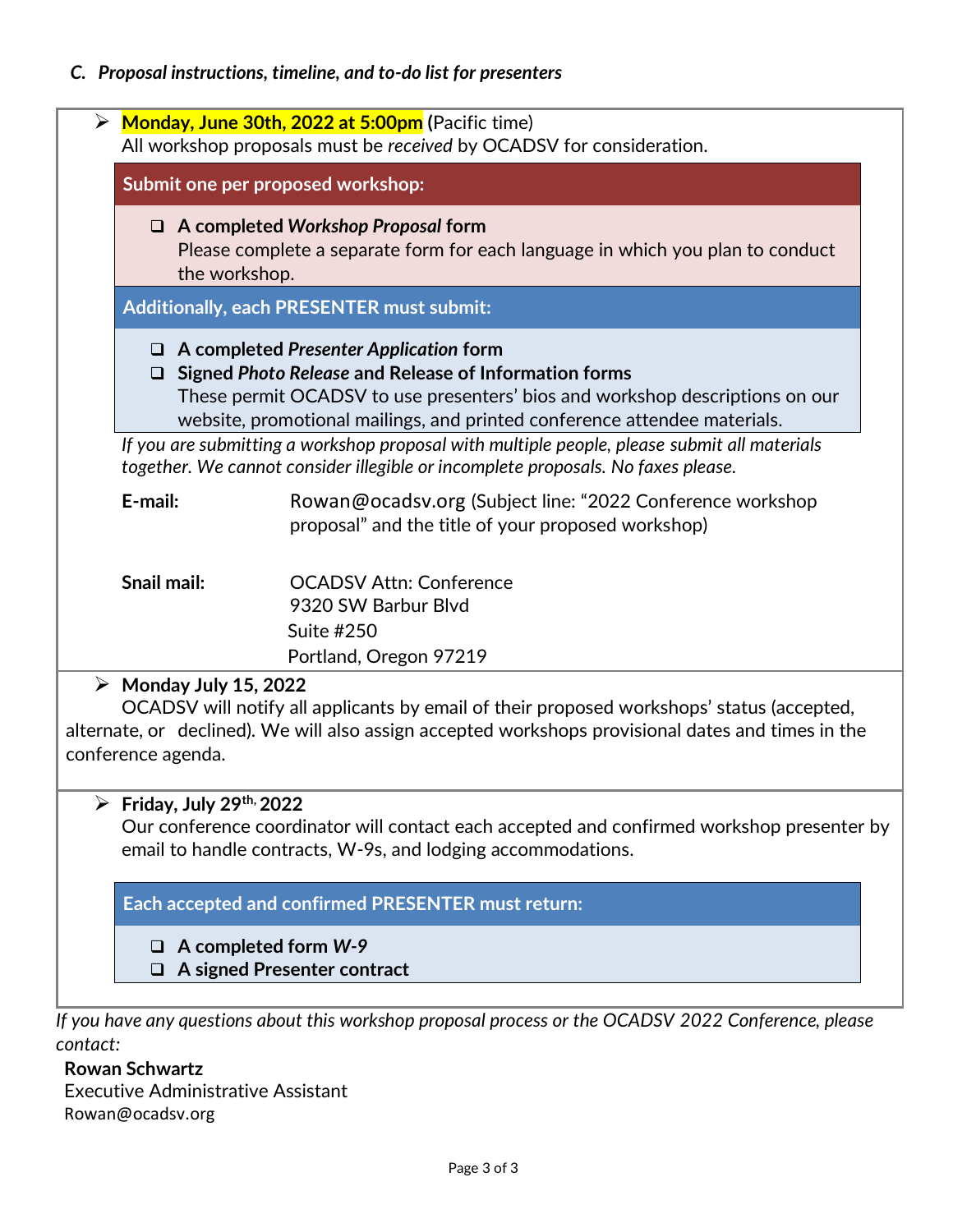### *C. Proposal instructions, timeline, and to-do list for presenters*

- **Monday, June 30th, 2022 at 5:00pm** (Pacific time)
  All workshop proposals must be *received* by OCADSV for consideration.

**Submit one per proposed workshop:**

- ❑ **A completed *Workshop Proposal* form**
  Please complete a separate form for each language in which you plan to conduct the workshop.

**Additionally, each PRESENTER must submit:**

- ❑ **A completed *Presenter Application* form**
- ❑ **Signed *Photo Release* and Release of Information forms**
  These permit OCADSV to use presenters' bios and workshop descriptions on our website, promotional mailings, and printed conference attendee materials.

*If you are submitting a workshop proposal with multiple people, please submit all materials together. We cannot consider illegible or incomplete proposals. No faxes please.*

**E-mail:** Rowan@ocadsv.org (Subject line: "2022 Conference workshop proposal" and the title of your proposed workshop)

**Snail mail:** OCADSV Attn: Conference
9320 SW Barbur Blvd
Suite #250
Portland, Oregon 97219

- **Monday July 15, 2022**
  OCADSV will notify all applicants by email of their proposed workshops' status (accepted, alternate, or declined). We will also assign accepted workshops provisional dates and times in the conference agenda.

- **Friday, July 29th, 2022**
  Our conference coordinator will contact each accepted and confirmed workshop presenter by email to handle contracts, W-9s, and lodging accommodations.

**Each accepted and confirmed PRESENTER must return:**

- ❑ **A completed form *W-9***
- ❑ **A signed Presenter contract**

*If you have any questions about this workshop proposal process or the OCADSV 2022 Conference, please contact:*

**Rowan Schwartz**
Executive Administrative Assistant
Rowan@ocadsv.org